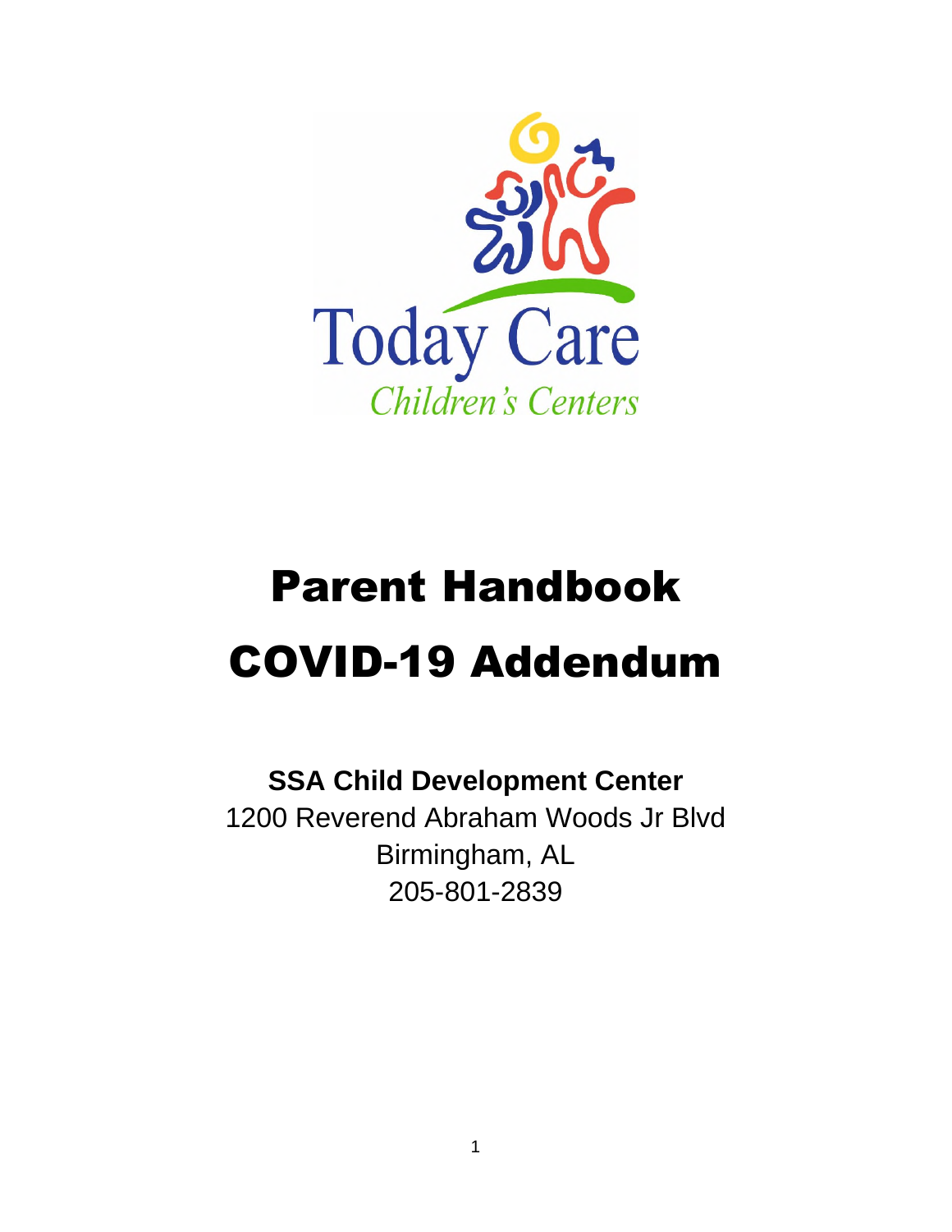Today Care
*Children's Centers*

# Parent Handbook

# COVID-19 Addendum

**SSA Child Development Center**

1200 Reverend Abraham Woods Jr Blvd

Birmingham, AL

205-801-2839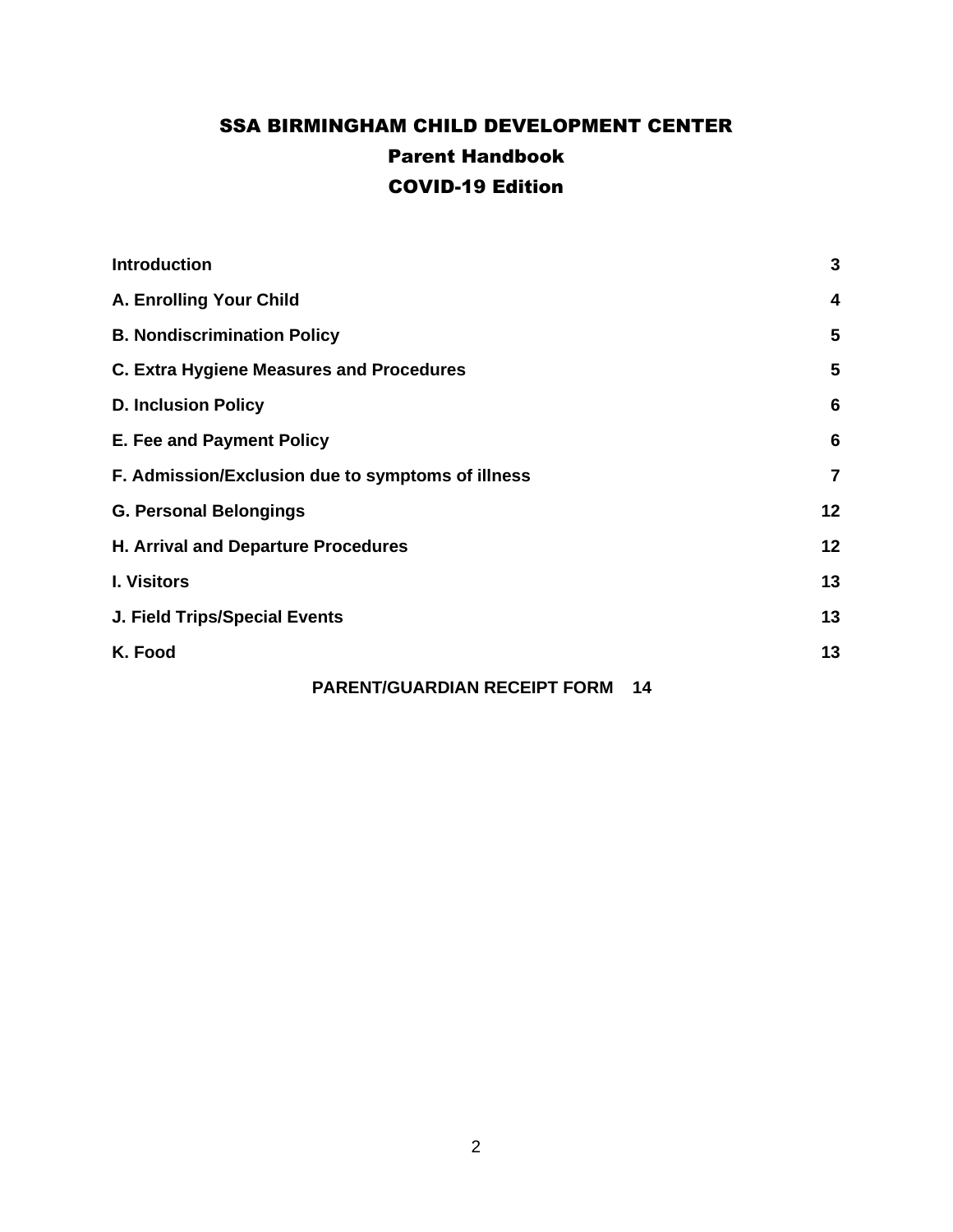# SSA BIRMINGHAM CHILD DEVELOPMENT CENTER

## Parent Handbook

## COVID-19 Edition

| | |
|---|---|
| **Introduction** | **3** |
| **A. Enrolling Your Child** | **4** |
| **B. Nondiscrimination Policy** | **5** |
| **C. Extra Hygiene Measures and Procedures** | **5** |
| **D. Inclusion Policy** | **6** |
| **E. Fee and Payment Policy** | **6** |
| **F. Admission/Exclusion due to symptoms of illness** | **7** |
| **G. Personal Belongings** | **12** |
| **H. Arrival and Departure Procedures** | **12** |
| **I. Visitors** | **13** |
| **J. Field Trips/Special Events** | **13** |
| **K. Food** | **13** |

**PARENT/GUARDIAN RECEIPT FORM 14**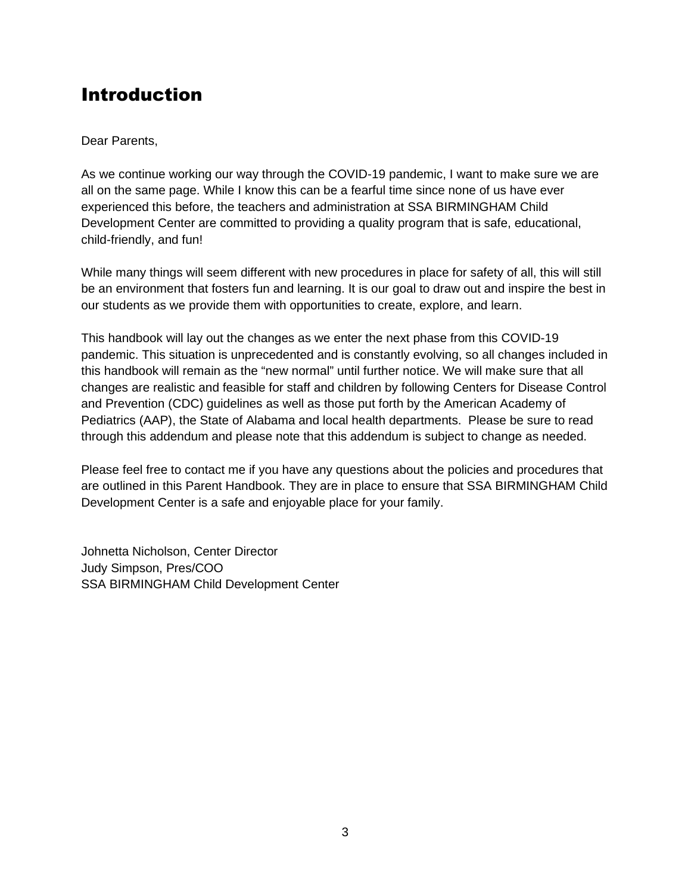# Introduction

Dear Parents,

As we continue working our way through the COVID-19 pandemic, I want to make sure we are all on the same page. While I know this can be a fearful time since none of us have ever experienced this before, the teachers and administration at SSA BIRMINGHAM Child Development Center are committed to providing a quality program that is safe, educational, child-friendly, and fun!

While many things will seem different with new procedures in place for safety of all, this will still be an environment that fosters fun and learning. It is our goal to draw out and inspire the best in our students as we provide them with opportunities to create, explore, and learn.

This handbook will lay out the changes as we enter the next phase from this COVID-19 pandemic. This situation is unprecedented and is constantly evolving, so all changes included in this handbook will remain as the "new normal" until further notice. We will make sure that all changes are realistic and feasible for staff and children by following Centers for Disease Control and Prevention (CDC) guidelines as well as those put forth by the American Academy of Pediatrics (AAP), the State of Alabama and local health departments. Please be sure to read through this addendum and please note that this addendum is subject to change as needed.

Please feel free to contact me if you have any questions about the policies and procedures that are outlined in this Parent Handbook. They are in place to ensure that SSA BIRMINGHAM Child Development Center is a safe and enjoyable place for your family.

Johnetta Nicholson, Center Director
Judy Simpson, Pres/COO
SSA BIRMINGHAM Child Development Center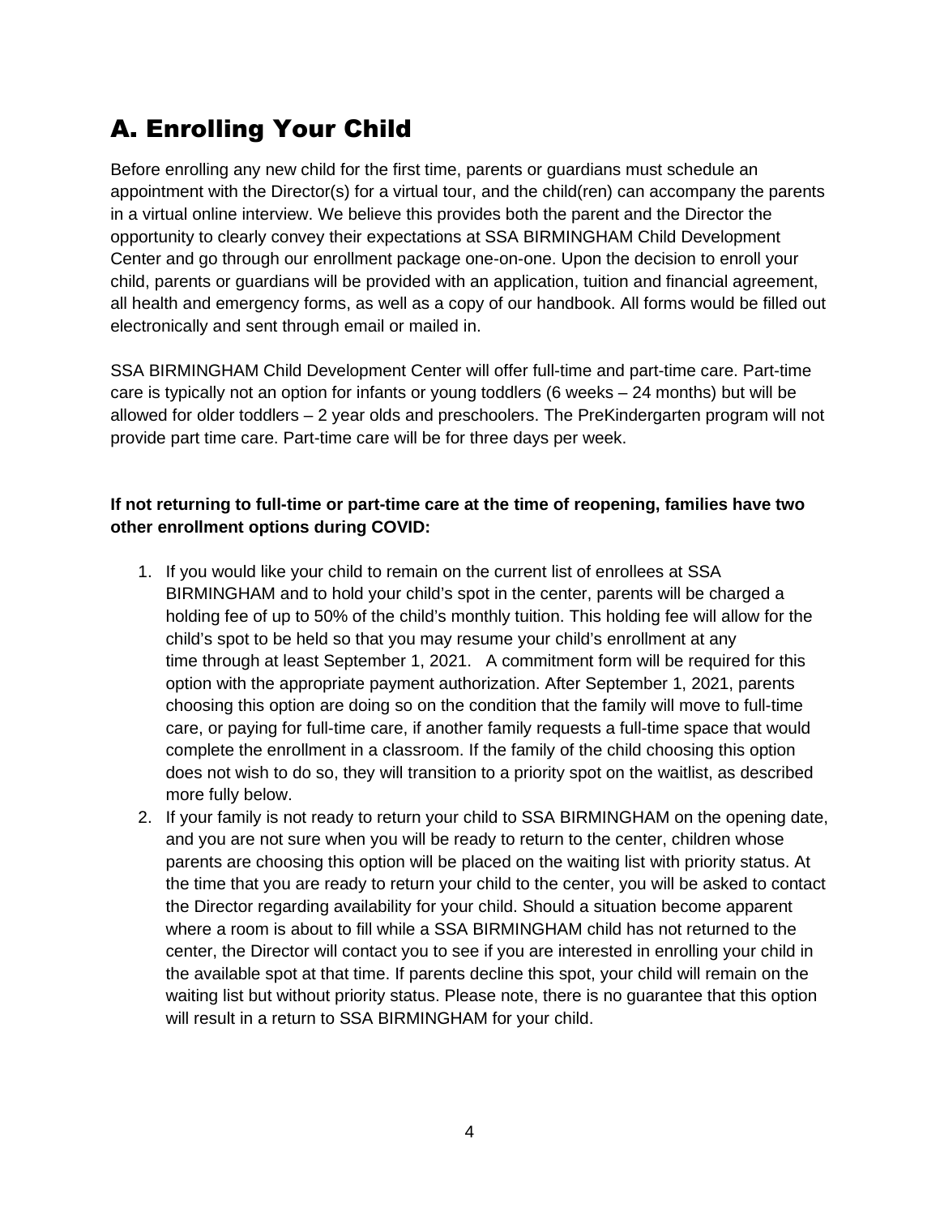# A. Enrolling Your Child

Before enrolling any new child for the first time, parents or guardians must schedule an appointment with the Director(s) for a virtual tour, and the child(ren) can accompany the parents in a virtual online interview. We believe this provides both the parent and the Director the opportunity to clearly convey their expectations at SSA BIRMINGHAM Child Development Center and go through our enrollment package one-on-one. Upon the decision to enroll your child, parents or guardians will be provided with an application, tuition and financial agreement, all health and emergency forms, as well as a copy of our handbook. All forms would be filled out electronically and sent through email or mailed in.

SSA BIRMINGHAM Child Development Center will offer full-time and part-time care. Part-time care is typically not an option for infants or young toddlers (6 weeks – 24 months) but will be allowed for older toddlers – 2 year olds and preschoolers. The PreKindergarten program will not provide part time care. Part-time care will be for three days per week.

**If not returning to full-time or part-time care at the time of reopening, families have two other enrollment options during COVID:**

1. If you would like your child to remain on the current list of enrollees at SSA BIRMINGHAM and to hold your child's spot in the center, parents will be charged a holding fee of up to 50% of the child's monthly tuition. This holding fee will allow for the child's spot to be held so that you may resume your child's enrollment at any time through at least September 1, 2021. A commitment form will be required for this option with the appropriate payment authorization. After September 1, 2021, parents choosing this option are doing so on the condition that the family will move to full-time care, or paying for full-time care, if another family requests a full-time space that would complete the enrollment in a classroom. If the family of the child choosing this option does not wish to do so, they will transition to a priority spot on the waitlist, as described more fully below.
2. If your family is not ready to return your child to SSA BIRMINGHAM on the opening date, and you are not sure when you will be ready to return to the center, children whose parents are choosing this option will be placed on the waiting list with priority status. At the time that you are ready to return your child to the center, you will be asked to contact the Director regarding availability for your child. Should a situation become apparent where a room is about to fill while a SSA BIRMINGHAM child has not returned to the center, the Director will contact you to see if you are interested in enrolling your child in the available spot at that time. If parents decline this spot, your child will remain on the waiting list but without priority status. Please note, there is no guarantee that this option will result in a return to SSA BIRMINGHAM for your child.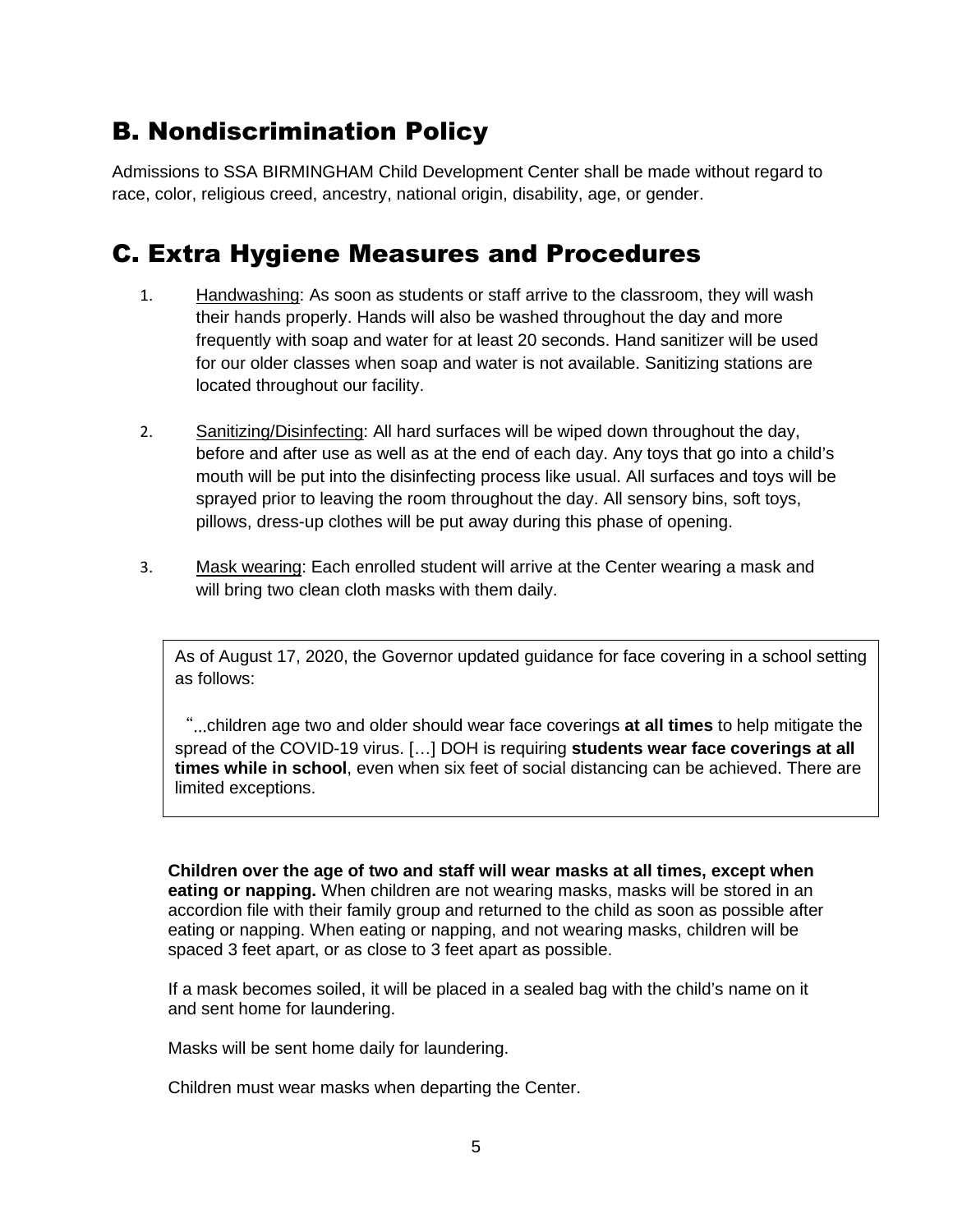## B. Nondiscrimination Policy

Admissions to SSA BIRMINGHAM Child Development Center shall be made without regard to race, color, religious creed, ancestry, national origin, disability, age, or gender.

## C. Extra Hygiene Measures and Procedures

1. Handwashing: As soon as students or staff arrive to the classroom, they will wash their hands properly. Hands will also be washed throughout the day and more frequently with soap and water for at least 20 seconds. Hand sanitizer will be used for our older classes when soap and water is not available. Sanitizing stations are located throughout our facility.

2. Sanitizing/Disinfecting: All hard surfaces will be wiped down throughout the day, before and after use as well as at the end of each day. Any toys that go into a child's mouth will be put into the disinfecting process like usual. All surfaces and toys will be sprayed prior to leaving the room throughout the day. All sensory bins, soft toys, pillows, dress-up clothes will be put away during this phase of opening.

3. Mask wearing: Each enrolled student will arrive at the Center wearing a mask and will bring two clean cloth masks with them daily.

> As of August 17, 2020, the Governor updated guidance for face covering in a school setting as follows:
>
> "...children age two and older should wear face coverings **at all times** to help mitigate the spread of the COVID-19 virus. […] DOH is requiring **students wear face coverings at all times while in school**, even when six feet of social distancing can be achieved. There are limited exceptions.

**Children over the age of two and staff will wear masks at all times, except when eating or napping.** When children are not wearing masks, masks will be stored in an accordion file with their family group and returned to the child as soon as possible after eating or napping. When eating or napping, and not wearing masks, children will be spaced 3 feet apart, or as close to 3 feet apart as possible.

If a mask becomes soiled, it will be placed in a sealed bag with the child's name on it and sent home for laundering.

Masks will be sent home daily for laundering.

Children must wear masks when departing the Center.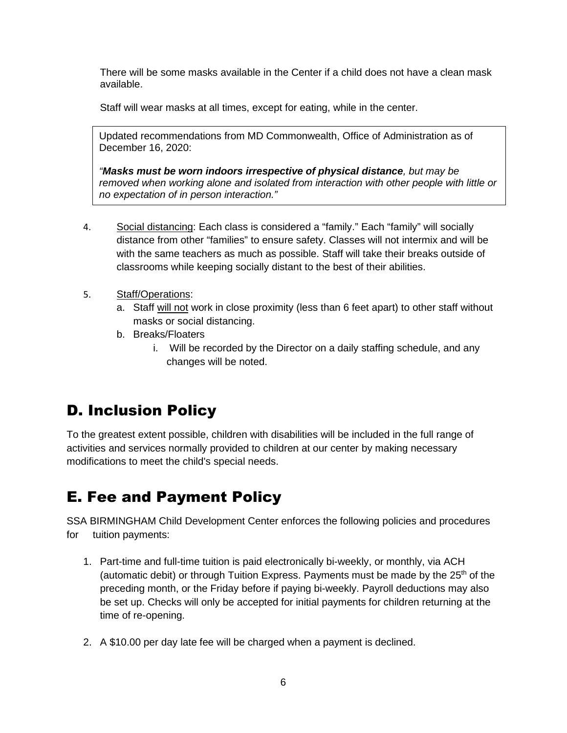There will be some masks available in the Center if a child does not have a clean mask available.

Staff will wear masks at all times, except for eating, while in the center.

> Updated recommendations from MD Commonwealth, Office of Administration as of December 16, 2020:
>
> *"**Masks must be worn indoors irrespective of physical distance**, but may be removed when working alone and isolated from interaction with other people with little or no expectation of in person interaction."*

4. Social distancing: Each class is considered a "family." Each "family" will socially distance from other "families" to ensure safety. Classes will not intermix and will be with the same teachers as much as possible. Staff will take their breaks outside of classrooms while keeping socially distant to the best of their abilities.

5. Staff/Operations:
   a. Staff will not work in close proximity (less than 6 feet apart) to other staff without masks or social distancing.
   b. Breaks/Floaters
      i. Will be recorded by the Director on a daily staffing schedule, and any changes will be noted.

## D. Inclusion Policy

To the greatest extent possible, children with disabilities will be included in the full range of activities and services normally provided to children at our center by making necessary modifications to meet the child's special needs.

## E. Fee and Payment Policy

SSA BIRMINGHAM Child Development Center enforces the following policies and procedures for tuition payments:

1. Part-time and full-time tuition is paid electronically bi-weekly, or monthly, via ACH (automatic debit) or through Tuition Express. Payments must be made by the 25th of the preceding month, or the Friday before if paying bi-weekly. Payroll deductions may also be set up. Checks will only be accepted for initial payments for children returning at the time of re-opening.

2. A $10.00 per day late fee will be charged when a payment is declined.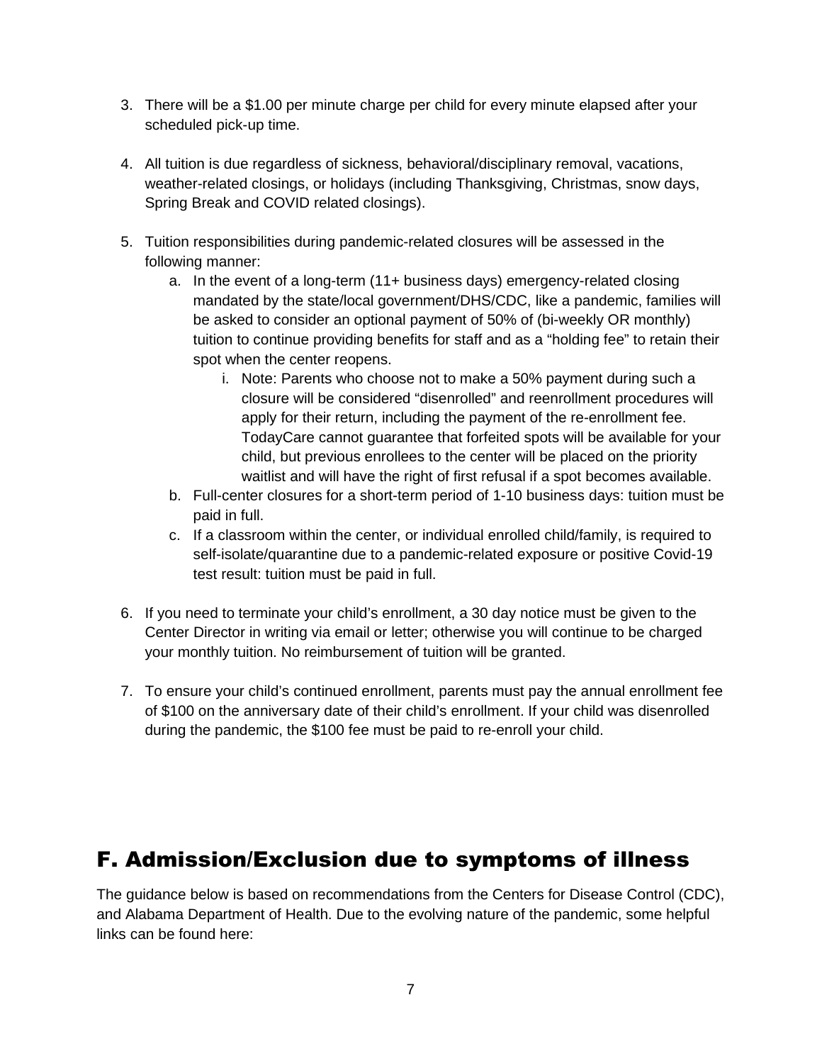3. There will be a $1.00 per minute charge per child for every minute elapsed after your scheduled pick-up time.

4. All tuition is due regardless of sickness, behavioral/disciplinary removal, vacations, weather-related closings, or holidays (including Thanksgiving, Christmas, snow days, Spring Break and COVID related closings).

5. Tuition responsibilities during pandemic-related closures will be assessed in the following manner:
   a. In the event of a long-term (11+ business days) emergency-related closing mandated by the state/local government/DHS/CDC, like a pandemic, families will be asked to consider an optional payment of 50% of (bi-weekly OR monthly) tuition to continue providing benefits for staff and as a "holding fee" to retain their spot when the center reopens.
      i. Note: Parents who choose not to make a 50% payment during such a closure will be considered "disenrolled" and reenrollment procedures will apply for their return, including the payment of the re-enrollment fee. TodayCare cannot guarantee that forfeited spots will be available for your child, but previous enrollees to the center will be placed on the priority waitlist and will have the right of first refusal if a spot becomes available.
   b. Full-center closures for a short-term period of 1-10 business days: tuition must be paid in full.
   c. If a classroom within the center, or individual enrolled child/family, is required to self-isolate/quarantine due to a pandemic-related exposure or positive Covid-19 test result: tuition must be paid in full.

6. If you need to terminate your child's enrollment, a 30 day notice must be given to the Center Director in writing via email or letter; otherwise you will continue to be charged your monthly tuition. No reimbursement of tuition will be granted.

7. To ensure your child's continued enrollment, parents must pay the annual enrollment fee of $100 on the anniversary date of their child's enrollment. If your child was disenrolled during the pandemic, the $100 fee must be paid to re-enroll your child.

## F. Admission/Exclusion due to symptoms of illness

The guidance below is based on recommendations from the Centers for Disease Control (CDC), and Alabama Department of Health. Due to the evolving nature of the pandemic, some helpful links can be found here: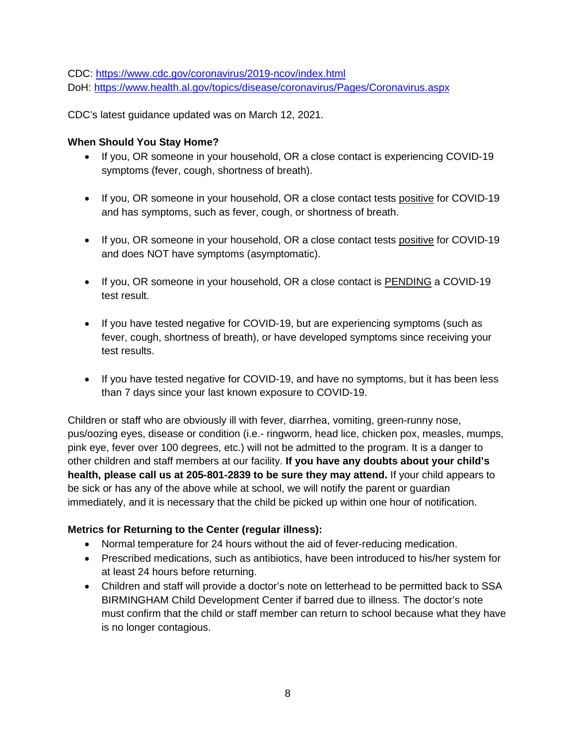CDC: https://www.cdc.gov/coronavirus/2019-ncov/index.html
DoH: https://www.health.al.gov/topics/disease/coronavirus/Pages/Coronavirus.aspx

CDC's latest guidance updated was on March 12, 2021.

**When Should You Stay Home?**

- If you, OR someone in your household, OR a close contact is experiencing COVID-19 symptoms (fever, cough, shortness of breath).
- If you, OR someone in your household, OR a close contact tests positive for COVID-19 and has symptoms, such as fever, cough, or shortness of breath.
- If you, OR someone in your household, OR a close contact tests positive for COVID-19 and does NOT have symptoms (asymptomatic).
- If you, OR someone in your household, OR a close contact is PENDING a COVID-19 test result.
- If you have tested negative for COVID-19, but are experiencing symptoms (such as fever, cough, shortness of breath), or have developed symptoms since receiving your test results.
- If you have tested negative for COVID-19, and have no symptoms, but it has been less than 7 days since your last known exposure to COVID-19.

Children or staff who are obviously ill with fever, diarrhea, vomiting, green-runny nose, pus/oozing eyes, disease or condition (i.e.- ringworm, head lice, chicken pox, measles, mumps, pink eye, fever over 100 degrees, etc.) will not be admitted to the program. It is a danger to other children and staff members at our facility. **If you have any doubts about your child's health, please call us at 205-801-2839 to be sure they may attend.** If your child appears to be sick or has any of the above while at school, we will notify the parent or guardian immediately, and it is necessary that the child be picked up within one hour of notification.

**Metrics for Returning to the Center (regular illness):**

- Normal temperature for 24 hours without the aid of fever-reducing medication.
- Prescribed medications, such as antibiotics, have been introduced to his/her system for at least 24 hours before returning.
- Children and staff will provide a doctor's note on letterhead to be permitted back to SSA BIRMINGHAM Child Development Center if barred due to illness. The doctor's note must confirm that the child or staff member can return to school because what they have is no longer contagious.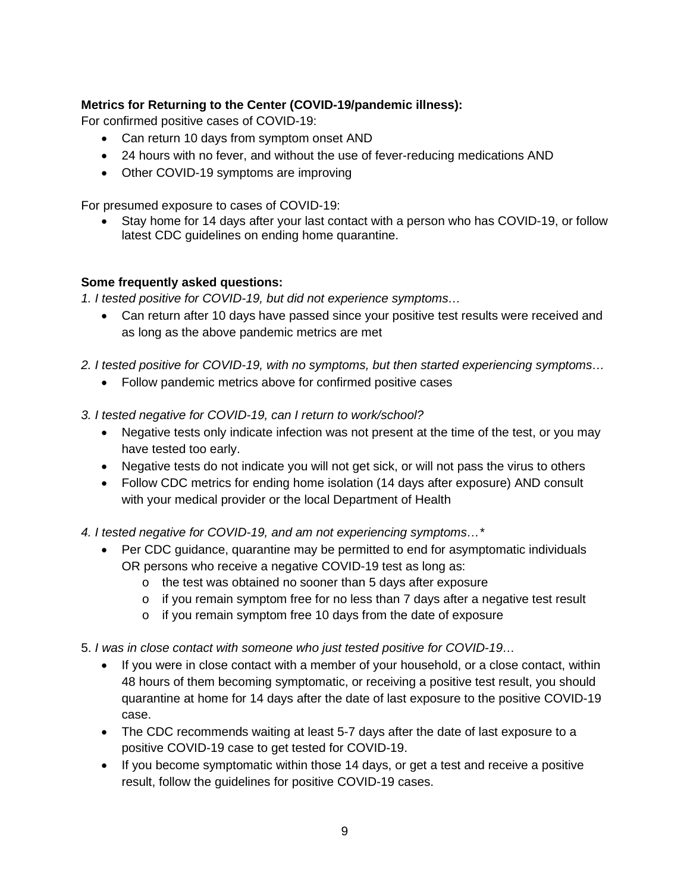**Metrics for Returning to the Center (COVID-19/pandemic illness):**

For confirmed positive cases of COVID-19:

- Can return 10 days from symptom onset AND
- 24 hours with no fever, and without the use of fever-reducing medications AND
- Other COVID-19 symptoms are improving

For presumed exposure to cases of COVID-19:

- Stay home for 14 days after your last contact with a person who has COVID-19, or follow latest CDC guidelines on ending home quarantine.

**Some frequently asked questions:**

*1. I tested positive for COVID-19, but did not experience symptoms…*

- Can return after 10 days have passed since your positive test results were received and as long as the above pandemic metrics are met

*2. I tested positive for COVID-19, with no symptoms, but then started experiencing symptoms…*

- Follow pandemic metrics above for confirmed positive cases

*3. I tested negative for COVID-19, can I return to work/school?*

- Negative tests only indicate infection was not present at the time of the test, or you may have tested too early.
- Negative tests do not indicate you will not get sick, or will not pass the virus to others
- Follow CDC metrics for ending home isolation (14 days after exposure) AND consult with your medical provider or the local Department of Health

*4. I tested negative for COVID-19, and am not experiencing symptoms…\**

- Per CDC guidance, quarantine may be permitted to end for asymptomatic individuals OR persons who receive a negative COVID-19 test as long as:
  - the test was obtained no sooner than 5 days after exposure
  - if you remain symptom free for no less than 7 days after a negative test result
  - if you remain symptom free 10 days from the date of exposure

5. *I was in close contact with someone who just tested positive for COVID-19…*

- If you were in close contact with a member of your household, or a close contact, within 48 hours of them becoming symptomatic, or receiving a positive test result, you should quarantine at home for 14 days after the date of last exposure to the positive COVID-19 case.
- The CDC recommends waiting at least 5-7 days after the date of last exposure to a positive COVID-19 case to get tested for COVID-19.
- If you become symptomatic within those 14 days, or get a test and receive a positive result, follow the guidelines for positive COVID-19 cases.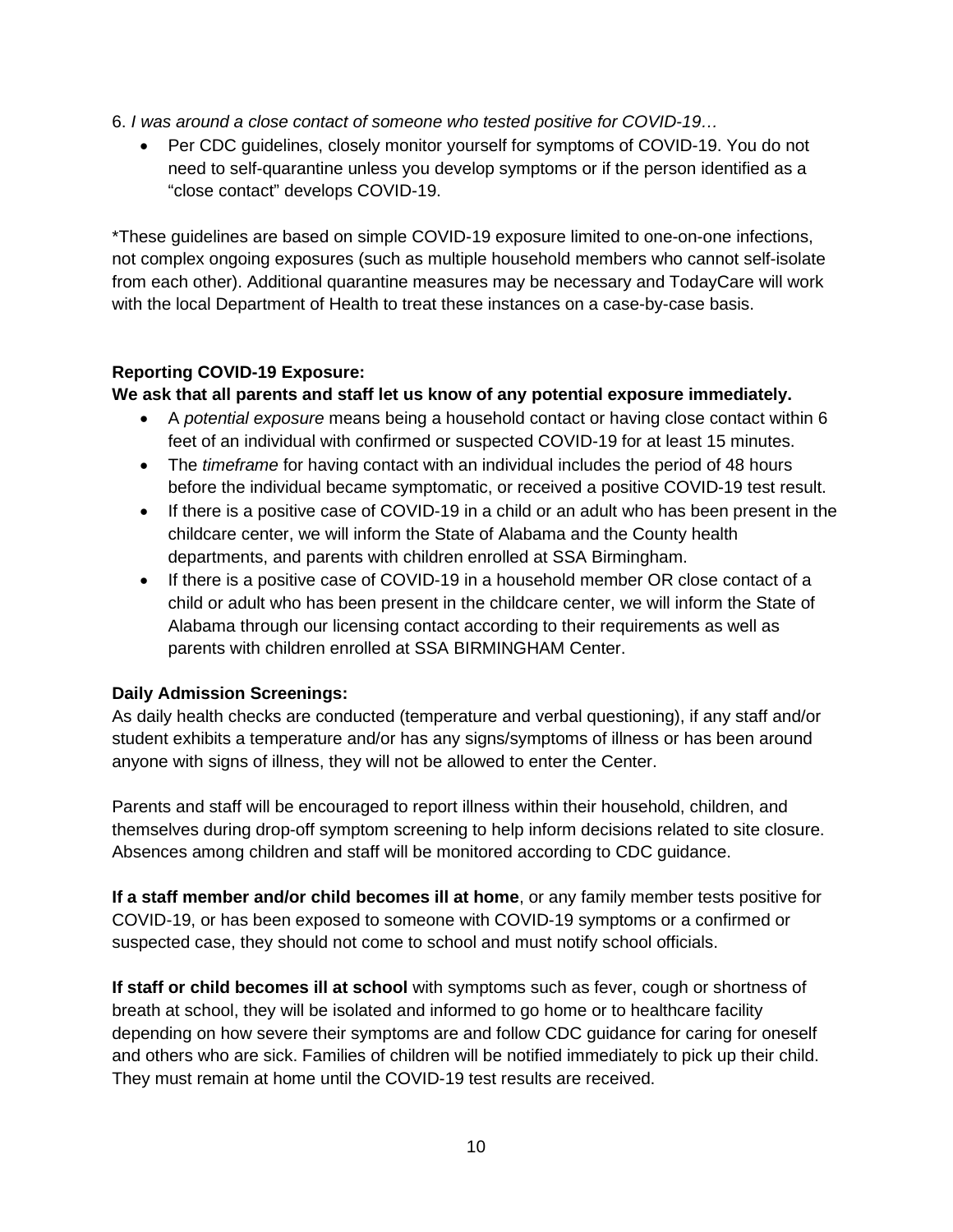6. *I was around a close contact of someone who tested positive for COVID-19…*

- Per CDC guidelines, closely monitor yourself for symptoms of COVID-19. You do not need to self-quarantine unless you develop symptoms or if the person identified as a "close contact" develops COVID-19.

*These guidelines are based on simple COVID-19 exposure limited to one-on-one infections, not complex ongoing exposures (such as multiple household members who cannot self-isolate from each other). Additional quarantine measures may be necessary and TodayCare will work with the local Department of Health to treat these instances on a case-by-case basis.

**Reporting COVID-19 Exposure:**

**We ask that all parents and staff let us know of any potential exposure immediately.**

- A *potential exposure* means being a household contact or having close contact within 6 feet of an individual with confirmed or suspected COVID-19 for at least 15 minutes.
- The *timeframe* for having contact with an individual includes the period of 48 hours before the individual became symptomatic, or received a positive COVID-19 test result.
- If there is a positive case of COVID-19 in a child or an adult who has been present in the childcare center, we will inform the State of Alabama and the County health departments, and parents with children enrolled at SSA Birmingham.
- If there is a positive case of COVID-19 in a household member OR close contact of a child or adult who has been present in the childcare center, we will inform the State of Alabama through our licensing contact according to their requirements as well as parents with children enrolled at SSA BIRMINGHAM Center.

**Daily Admission Screenings:**

As daily health checks are conducted (temperature and verbal questioning), if any staff and/or student exhibits a temperature and/or has any signs/symptoms of illness or has been around anyone with signs of illness, they will not be allowed to enter the Center.

Parents and staff will be encouraged to report illness within their household, children, and themselves during drop-off symptom screening to help inform decisions related to site closure. Absences among children and staff will be monitored according to CDC guidance.

**If a staff member and/or child becomes ill at home**, or any family member tests positive for COVID-19, or has been exposed to someone with COVID-19 symptoms or a confirmed or suspected case, they should not come to school and must notify school officials.

**If staff or child becomes ill at school** with symptoms such as fever, cough or shortness of breath at school, they will be isolated and informed to go home or to healthcare facility depending on how severe their symptoms are and follow CDC guidance for caring for oneself and others who are sick. Families of children will be notified immediately to pick up their child. They must remain at home until the COVID-19 test results are received.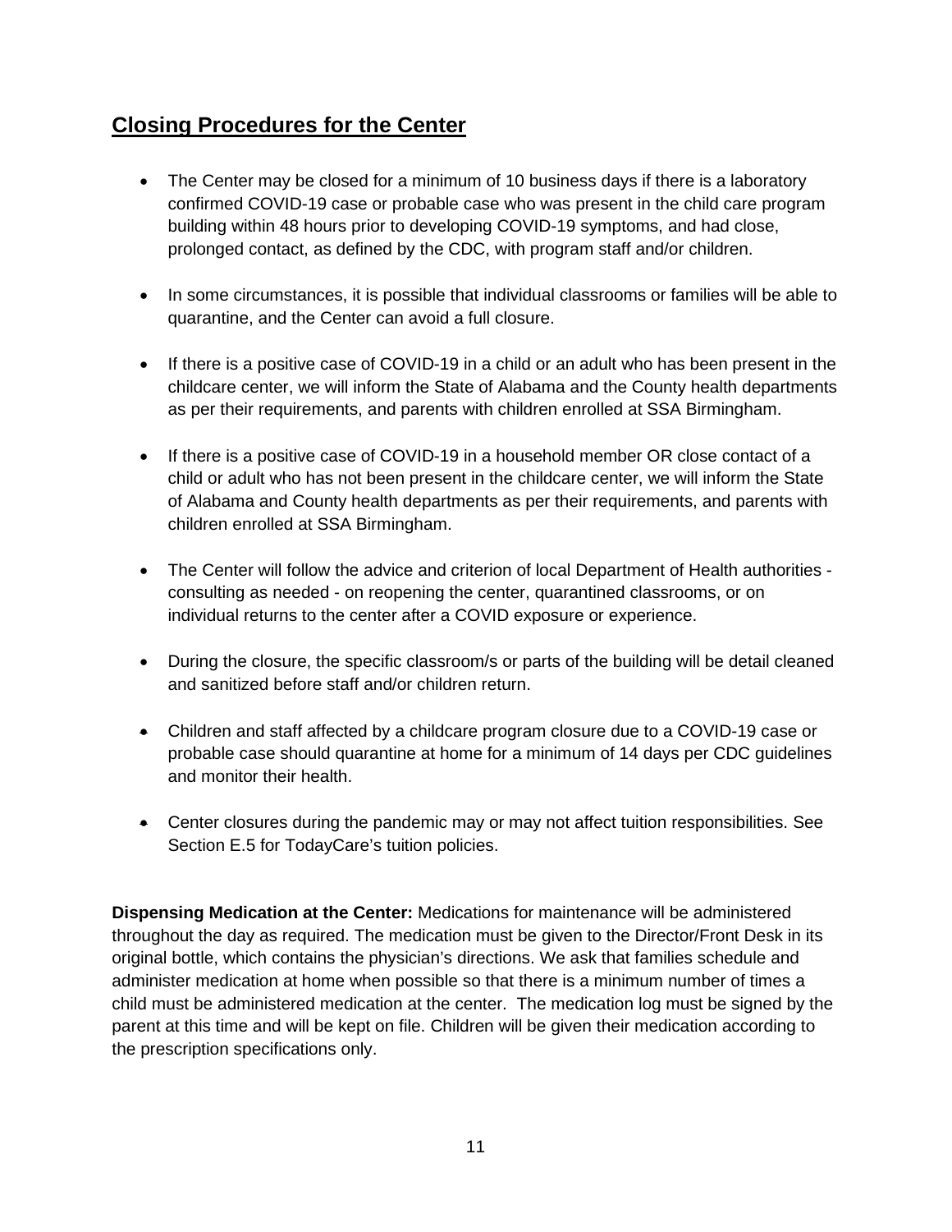## Closing Procedures for the Center

- The Center may be closed for a minimum of 10 business days if there is a laboratory confirmed COVID-19 case or probable case who was present in the child care program building within 48 hours prior to developing COVID-19 symptoms, and had close, prolonged contact, as defined by the CDC, with program staff and/or children.

- In some circumstances, it is possible that individual classrooms or families will be able to quarantine, and the Center can avoid a full closure.

- If there is a positive case of COVID-19 in a child or an adult who has been present in the childcare center, we will inform the State of Alabama and the County health departments as per their requirements, and parents with children enrolled at SSA Birmingham.

- If there is a positive case of COVID-19 in a household member OR close contact of a child or adult who has not been present in the childcare center, we will inform the State of Alabama and County health departments as per their requirements, and parents with children enrolled at SSA Birmingham.

- The Center will follow the advice and criterion of local Department of Health authorities - consulting as needed - on reopening the center, quarantined classrooms, or on individual returns to the center after a COVID exposure or experience.

- During the closure, the specific classroom/s or parts of the building will be detail cleaned and sanitized before staff and/or children return.

- Children and staff affected by a childcare program closure due to a COVID-19 case or probable case should quarantine at home for a minimum of 14 days per CDC guidelines and monitor their health.

- Center closures during the pandemic may or may not affect tuition responsibilities. See Section E.5 for TodayCare's tuition policies.

**Dispensing Medication at the Center:** Medications for maintenance will be administered throughout the day as required. The medication must be given to the Director/Front Desk in its original bottle, which contains the physician's directions. We ask that families schedule and administer medication at home when possible so that there is a minimum number of times a child must be administered medication at the center. The medication log must be signed by the parent at this time and will be kept on file. Children will be given their medication according to the prescription specifications only.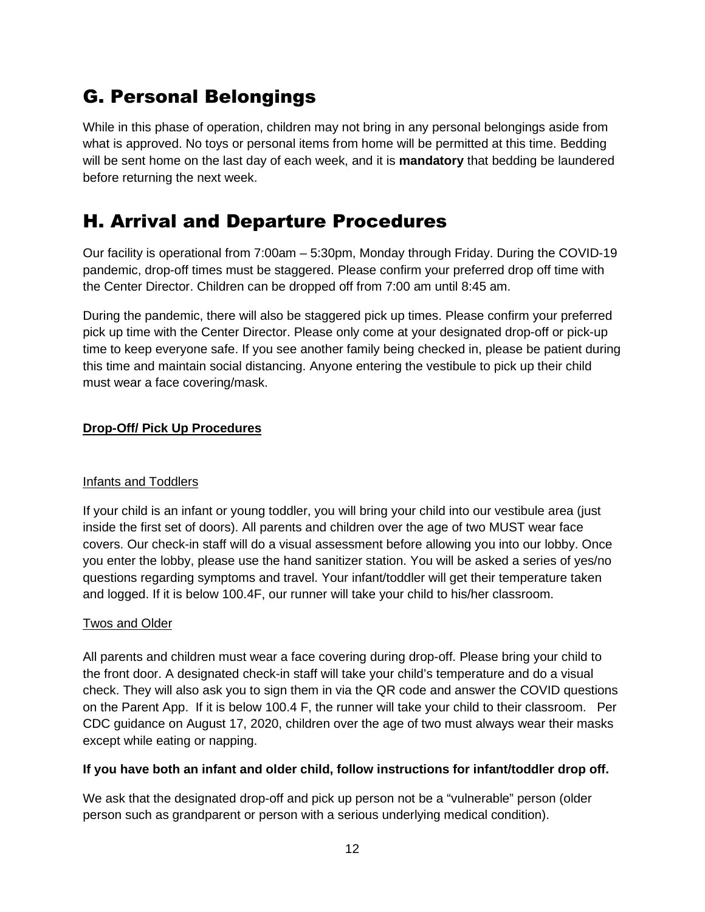## G. Personal Belongings

While in this phase of operation, children may not bring in any personal belongings aside from what is approved. No toys or personal items from home will be permitted at this time. Bedding will be sent home on the last day of each week, and it is **mandatory** that bedding be laundered before returning the next week.

## H. Arrival and Departure Procedures

Our facility is operational from 7:00am – 5:30pm, Monday through Friday. During the COVID-19 pandemic, drop-off times must be staggered. Please confirm your preferred drop off time with the Center Director. Children can be dropped off from 7:00 am until 8:45 am.

During the pandemic, there will also be staggered pick up times. Please confirm your preferred pick up time with the Center Director. Please only come at your designated drop-off or pick-up time to keep everyone safe. If you see another family being checked in, please be patient during this time and maintain social distancing. Anyone entering the vestibule to pick up their child must wear a face covering/mask.

**Drop-Off/ Pick Up Procedures**

Infants and Toddlers

If your child is an infant or young toddler, you will bring your child into our vestibule area (just inside the first set of doors). All parents and children over the age of two MUST wear face covers. Our check-in staff will do a visual assessment before allowing you into our lobby. Once you enter the lobby, please use the hand sanitizer station. You will be asked a series of yes/no questions regarding symptoms and travel. Your infant/toddler will get their temperature taken and logged. If it is below 100.4F, our runner will take your child to his/her classroom.

Twos and Older

All parents and children must wear a face covering during drop-off. Please bring your child to the front door. A designated check-in staff will take your child's temperature and do a visual check. They will also ask you to sign them in via the QR code and answer the COVID questions on the Parent App. If it is below 100.4 F, the runner will take your child to their classroom. Per CDC guidance on August 17, 2020, children over the age of two must always wear their masks except while eating or napping.

**If you have both an infant and older child, follow instructions for infant/toddler drop off.**

We ask that the designated drop-off and pick up person not be a "vulnerable" person (older person such as grandparent or person with a serious underlying medical condition).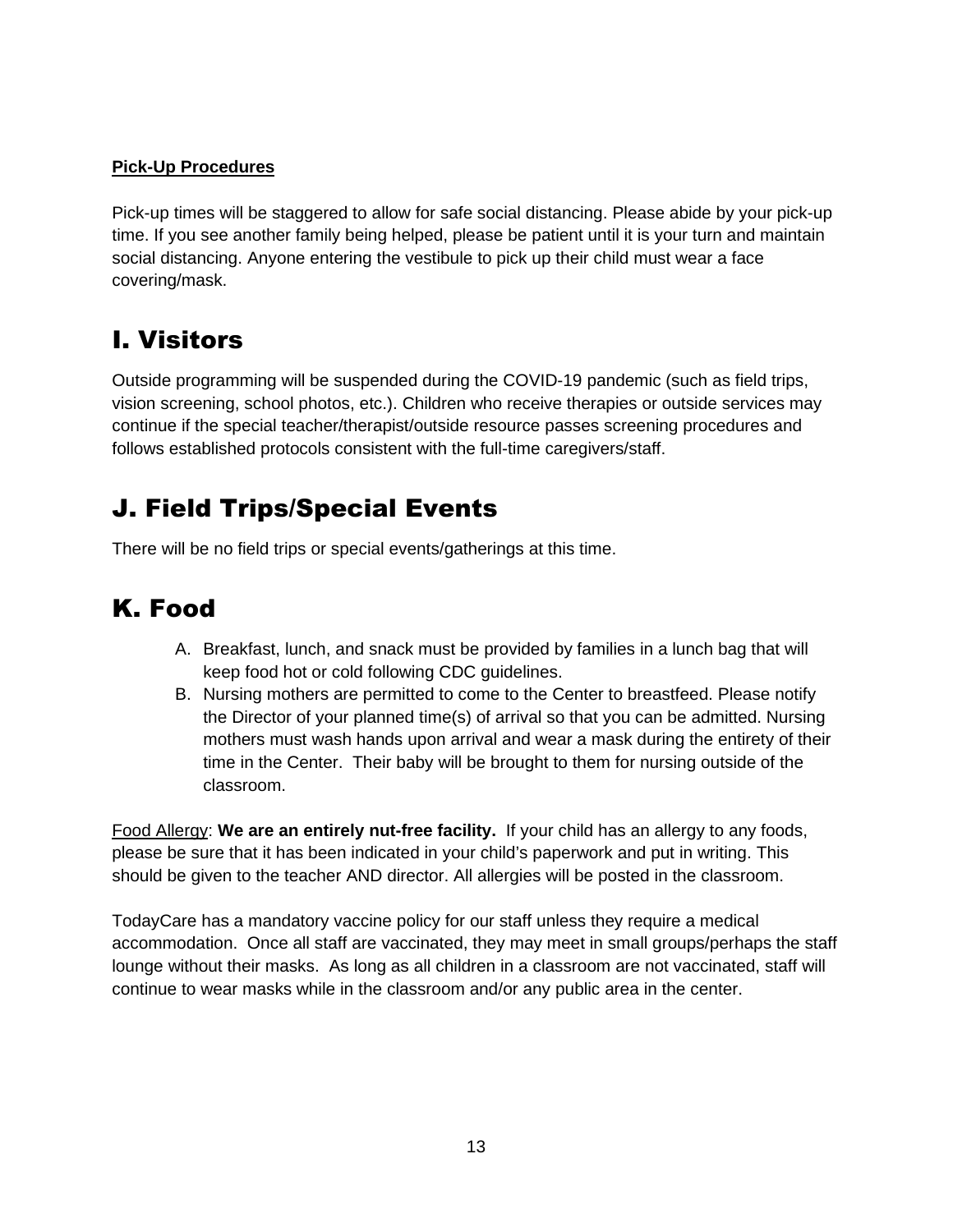**Pick-Up Procedures**

Pick-up times will be staggered to allow for safe social distancing. Please abide by your pick-up time. If you see another family being helped, please be patient until it is your turn and maintain social distancing. Anyone entering the vestibule to pick up their child must wear a face covering/mask.

## I. Visitors

Outside programming will be suspended during the COVID-19 pandemic (such as field trips, vision screening, school photos, etc.). Children who receive therapies or outside services may continue if the special teacher/therapist/outside resource passes screening procedures and follows established protocols consistent with the full-time caregivers/staff.

## J. Field Trips/Special Events

There will be no field trips or special events/gatherings at this time.

## K. Food

A. Breakfast, lunch, and snack must be provided by families in a lunch bag that will keep food hot or cold following CDC guidelines.
B. Nursing mothers are permitted to come to the Center to breastfeed. Please notify the Director of your planned time(s) of arrival so that you can be admitted. Nursing mothers must wash hands upon arrival and wear a mask during the entirety of their time in the Center. Their baby will be brought to them for nursing outside of the classroom.

Food Allergy: **We are an entirely nut-free facility.** If your child has an allergy to any foods, please be sure that it has been indicated in your child's paperwork and put in writing. This should be given to the teacher AND director. All allergies will be posted in the classroom.

TodayCare has a mandatory vaccine policy for our staff unless they require a medical accommodation. Once all staff are vaccinated, they may meet in small groups/perhaps the staff lounge without their masks. As long as all children in a classroom are not vaccinated, staff will continue to wear masks while in the classroom and/or any public area in the center.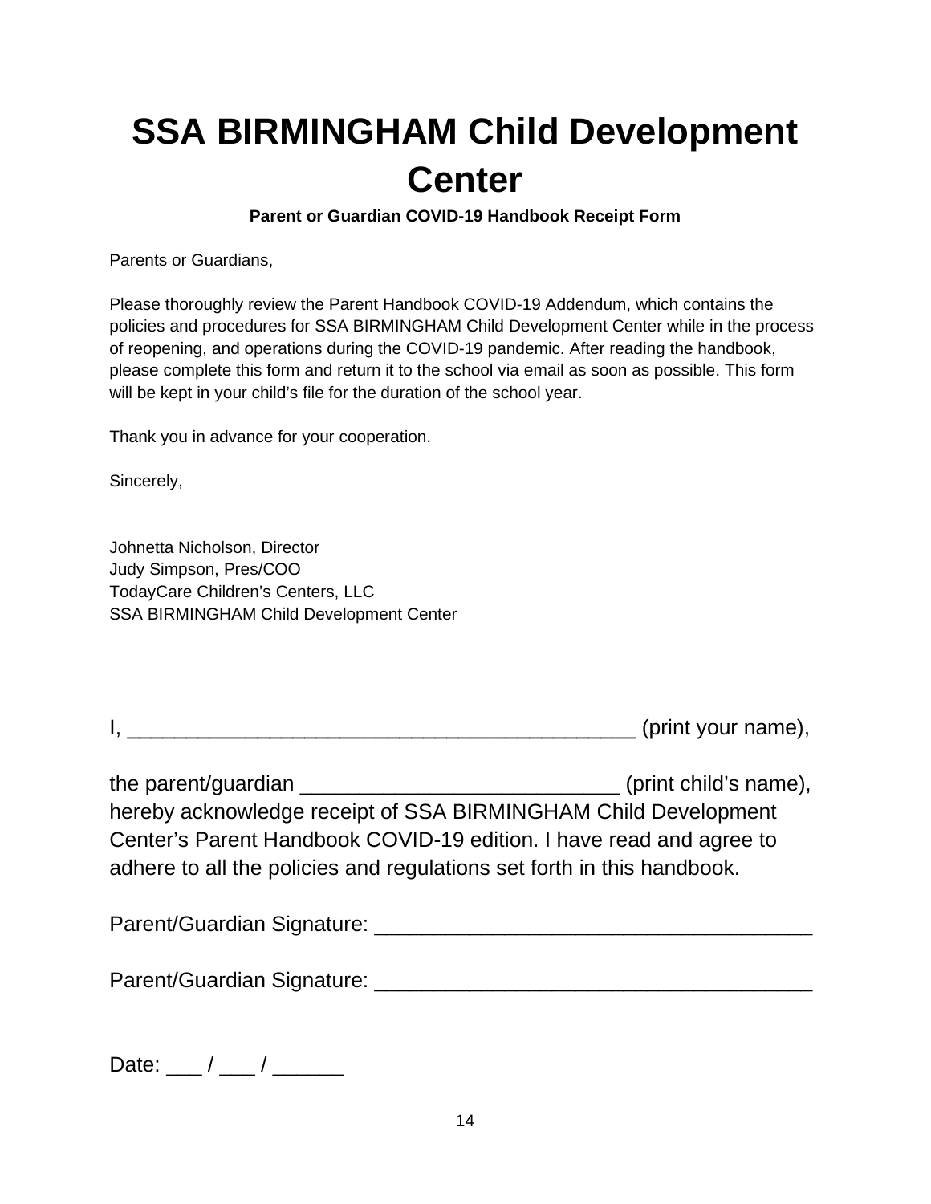# SSA BIRMINGHAM Child Development Center

**Parent or Guardian COVID-19 Handbook Receipt Form**

Parents or Guardians,

Please thoroughly review the Parent Handbook COVID-19 Addendum, which contains the policies and procedures for SSA BIRMINGHAM Child Development Center while in the process of reopening, and operations during the COVID-19 pandemic. After reading the handbook, please complete this form and return it to the school via email as soon as possible. This form will be kept in your child's file for the duration of the school year.

Thank you in advance for your cooperation.

Sincerely,

Johnetta Nicholson, Director
Judy Simpson, Pres/COO
TodayCare Children's Centers, LLC
SSA BIRMINGHAM Child Development Center

I, ___________________________________________ (print your name),

the parent/guardian ___________________________ (print child's name), hereby acknowledge receipt of SSA BIRMINGHAM Child Development Center's Parent Handbook COVID-19 edition. I have read and agree to adhere to all the policies and regulations set forth in this handbook.

Parent/Guardian Signature: _____________________________________

Parent/Guardian Signature: _____________________________________

Date: ___ / ___ / ______